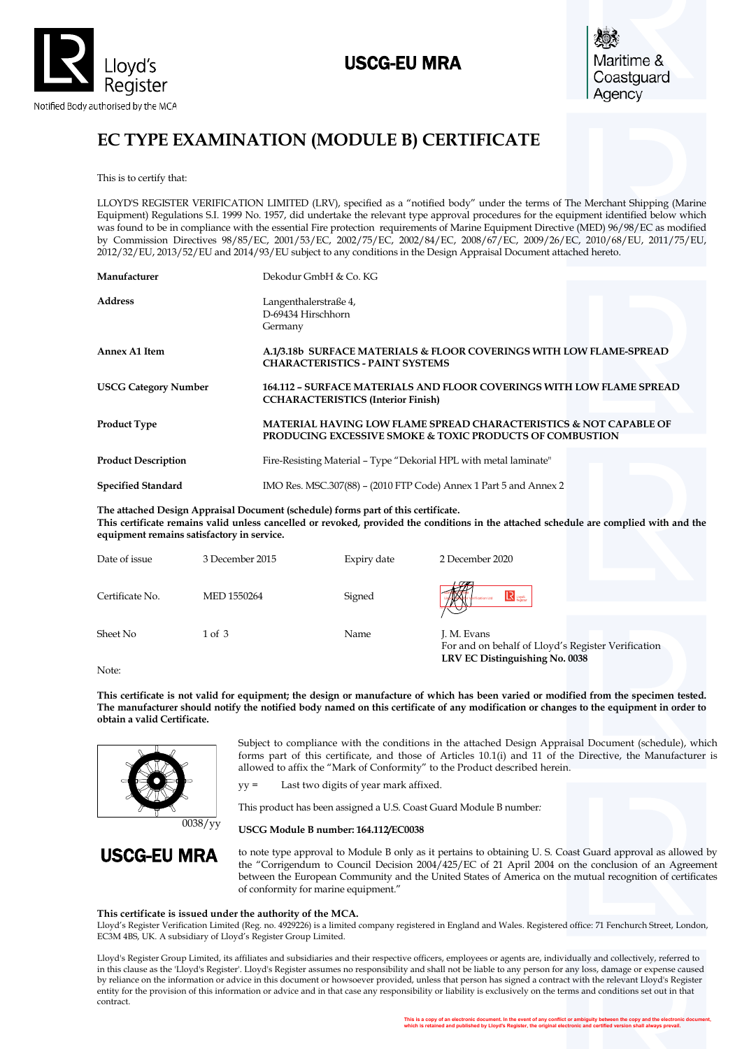Lloyd's Register

Notified Body authorised by the MCA

**USCG-EU MRA**

Maritime & Coastguard Agency

# EC TYPE EXAMINATION (MODULE B) CERTIFICATE

This is to certify that:

LLOYD'S REGISTER VERIFICATION LIMITED (LRV), specified as a "notified body" under the terms of The Merchant Shipping (Marine Equipment) Regulations S.I. 1999 No. 1957, did undertake the relevant type approval procedures for the equipment identified below which was found to be in compliance with the essential Fire protection requirements of Marine Equipment Directive (MED) 96/98/EC as modified by Commission Directives 98/85/EC, 2001/53/EC, 2002/75/EC, 2002/84/EC, 2008/67/EC, 2009/26/EC, 2010/68/EU, 2011/75/EU, 2012/32/EU, 2013/52/EU and 2014/93/EU subject to any conditions in the Design Appraisal Document attached hereto.

| | |
|---|---|
| **Manufacturer** | Dekodur GmbH & Co. KG |
| **Address** | Langenthalerstraße 4,<br>D-69434 Hirschhorn<br>Germany |
| **Annex A1 Item** | **A.1/3.18b SURFACE MATERIALS & FLOOR COVERINGS WITH LOW FLAME-SPREAD CHARACTERISTICS - PAINT SYSTEMS** |
| **USCG Category Number** | **164.112 – SURFACE MATERIALS AND FLOOR COVERINGS WITH LOW FLAME SPREAD CCHARACTERISTICS (Interior Finish)** |
| **Product Type** | **MATERIAL HAVING LOW FLAME SPREAD CHARACTERISTICS & NOT CAPABLE OF PRODUCING EXCESSIVE SMOKE & TOXIC PRODUCTS OF COMBUSTION** |
| **Product Description** | Fire-Resisting Material – Type "Dekorial HPL with metal laminate" |
| **Specified Standard** | IMO Res. MSC.307(88) – (2010 FTP Code) Annex 1 Part 5 and Annex 2 |

**The attached Design Appraisal Document (schedule) forms part of this certificate.**
**This certificate remains valid unless cancelled or revoked, provided the conditions in the attached schedule are complied with and the equipment remains satisfactory in service.**

| | | | |
|---|---|---|---|
| Date of issue | 3 December 2015 | Expiry date | 2 December 2020 |
| Certificate No. | MED 1550264 | Signed | |
| Sheet No | 1 of 3 | Name | J. M. Evans<br>For and on behalf of Lloyd's Register Verification<br>**LRV EC Distinguishing No. 0038** |

Note:

**This certificate is not valid for equipment; the design or manufacture of which has been varied or modified from the specimen tested. The manufacturer should notify the notified body named on this certificate of any modification or changes to the equipment in order to obtain a valid Certificate.**

0038/yy

Subject to compliance with the conditions in the attached Design Appraisal Document (schedule), which forms part of this certificate, and those of Articles 10.1(i) and 11 of the Directive, the Manufacturer is allowed to affix the "Mark of Conformity" to the Product described herein.

yy = Last two digits of year mark affixed.

This product has been assigned a U.S. Coast Guard Module B number:

**USCG Module B number: 164.112/EC0038**

**USCG-EU MRA**

to note type approval to Module B only as it pertains to obtaining U. S. Coast Guard approval as allowed by the "Corrigendum to Council Decision 2004/425/EC of 21 April 2004 on the conclusion of an Agreement between the European Community and the United States of America on the mutual recognition of certificates of conformity for marine equipment."

**This certificate is issued under the authority of the MCA.**
Lloyd's Register Verification Limited (Reg. no. 4929226) is a limited company registered in England and Wales. Registered office: 71 Fenchurch Street, London, EC3M 4BS, UK. A subsidiary of Lloyd's Register Group Limited.

Lloyd's Register Group Limited, its affiliates and subsidiaries and their respective officers, employees or agents are, individually and collectively, referred to in this clause as the 'Lloyd's Register'. Lloyd's Register assumes no responsibility and shall not be liable to any person for any loss, damage or expense caused by reliance on the information or advice in this document or howsoever provided, unless that person has signed a contract with the relevant Lloyd's Register entity for the provision of this information or advice and in that case any responsibility or liability is exclusively on the terms and conditions set out in that contract.

This is a copy of an electronic document. In the event of any conflict or ambiguity between the copy and the electronic document, which is retained and published by Lloyd's Register, the original electronic and certified version shall always prevail.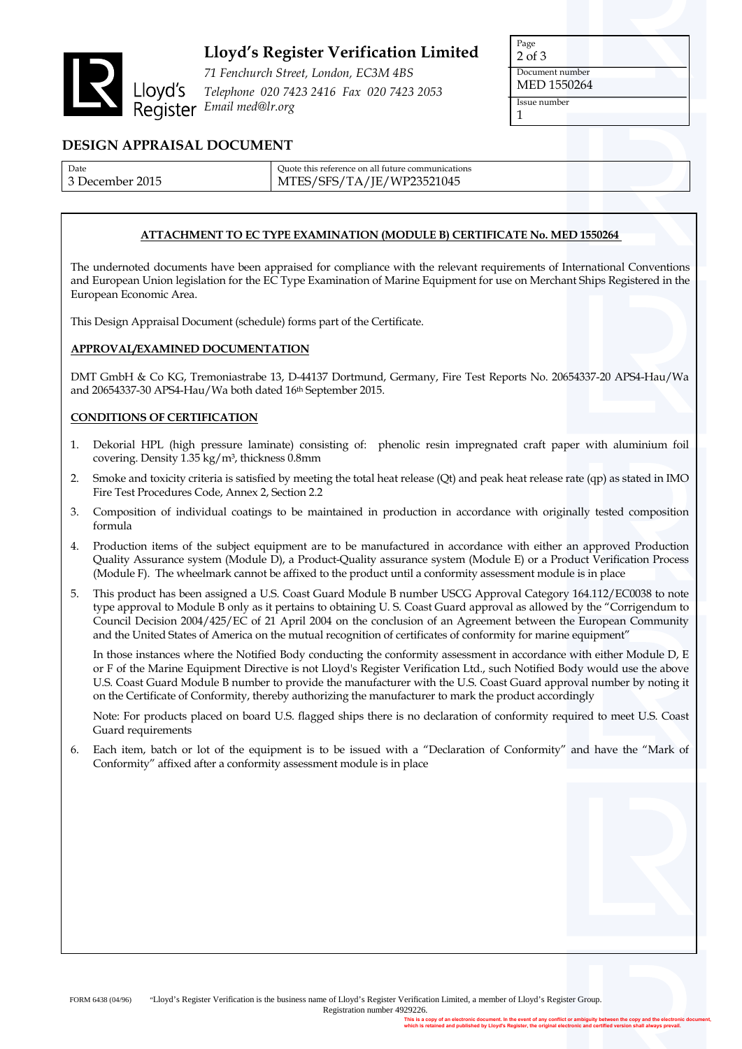**Lloyd's Register Verification Limited**

*71 Fenchurch Street, London, EC3M 4BS*
*Telephone 020 7423 2416 Fax 020 7423 2053*
*Email med@lr.org*

| Page | Document number | Issue number |
|---|---|---|
| 2 of 3 | MED 1550264 | 1 |

## DESIGN APPRAISAL DOCUMENT

| Date | Quote this reference on all future communications |
|---|---|
| 3 December 2015 | MTES/SFS/TA/JE/WP23521045 |

**ATTACHMENT TO EC TYPE EXAMINATION (MODULE B) CERTIFICATE No. MED 1550264**

The undernoted documents have been appraised for compliance with the relevant requirements of International Conventions and European Union legislation for the EC Type Examination of Marine Equipment for use on Merchant Ships Registered in the European Economic Area.

This Design Appraisal Document (schedule) forms part of the Certificate.

**APPROVAL/EXAMINED DOCUMENTATION**

DMT GmbH & Co KG, Tremoniastrabe 13, D-44137 Dortmund, Germany, Fire Test Reports No. 20654337-20 APS4-Hau/Wa and 20654337-30 APS4-Hau/Wa both dated 16th September 2015.

**CONDITIONS OF CERTIFICATION**

1. Dekorial HPL (high pressure laminate) consisting of: phenolic resin impregnated craft paper with aluminium foil covering. Density 1.35 kg/m³, thickness 0.8mm
2. Smoke and toxicity criteria is satisfied by meeting the total heat release (Qt) and peak heat release rate (qp) as stated in IMO Fire Test Procedures Code, Annex 2, Section 2.2
3. Composition of individual coatings to be maintained in production in accordance with originally tested composition formula
4. Production items of the subject equipment are to be manufactured in accordance with either an approved Production Quality Assurance system (Module D), a Product-Quality assurance system (Module E) or a Product Verification Process (Module F). The wheelmark cannot be affixed to the product until a conformity assessment module is in place
5. This product has been assigned a U.S. Coast Guard Module B number USCG Approval Category 164.112/EC0038 to note type approval to Module B only as it pertains to obtaining U. S. Coast Guard approval as allowed by the "Corrigendum to Council Decision 2004/425/EC of 21 April 2004 on the conclusion of an Agreement between the European Community and the United States of America on the mutual recognition of certificates of conformity for marine equipment"

   In those instances where the Notified Body conducting the conformity assessment in accordance with either Module D, E or F of the Marine Equipment Directive is not Lloyd's Register Verification Ltd., such Notified Body would use the above U.S. Coast Guard Module B number to provide the manufacturer with the U.S. Coast Guard approval number by noting it on the Certificate of Conformity, thereby authorizing the manufacturer to mark the product accordingly

   Note: For products placed on board U.S. flagged ships there is no declaration of conformity required to meet U.S. Coast Guard requirements
6. Each item, batch or lot of the equipment is to be issued with a "Declaration of Conformity" and have the "Mark of Conformity" affixed after a conformity assessment module is in place

FORM 6438 (04/96) "Lloyd's Register Verification is the business name of Lloyd's Register Verification Limited, a member of Lloyd's Register Group. Registration number 4929226.

This is a copy of an electronic document. In the event of any conflict or ambiguity between the copy and the electronic document, which is retained and published by Lloyd's Register, the original electronic and certified version shall always prevail.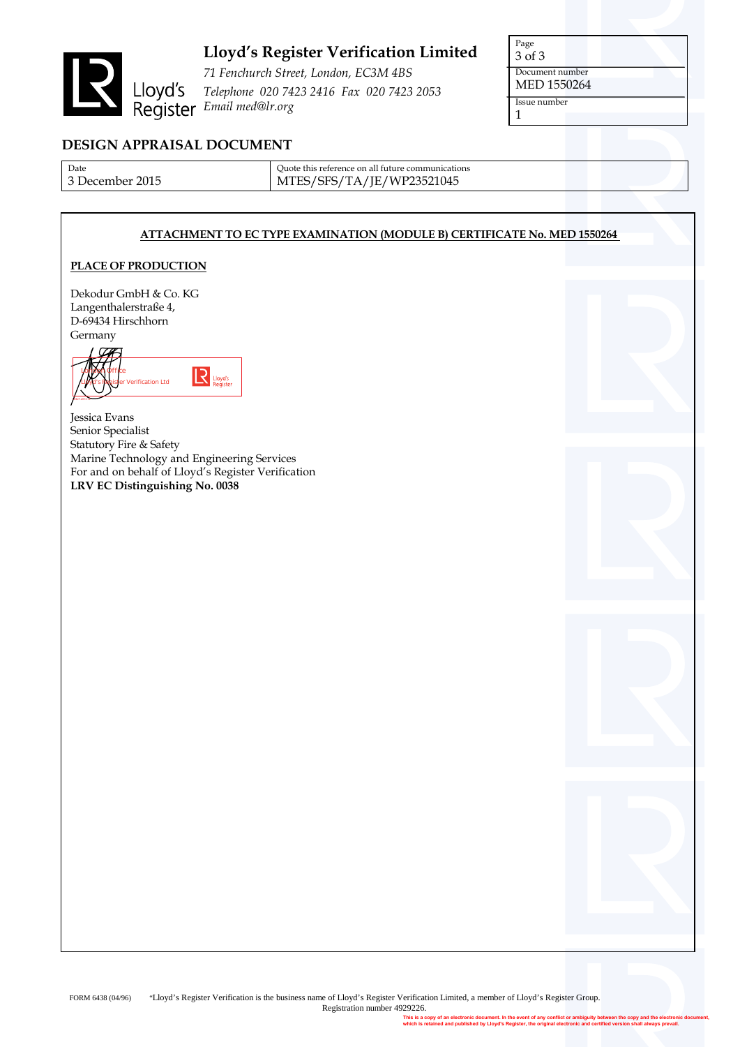# Lloyd's Register Verification Limited

*71 Fenchurch Street, London, EC3M 4BS*
*Telephone 020 7423 2416 Fax 020 7423 2053*
*Email med@lr.org*

| | |
|---|---|
| Page | 3 of 3 |
| Document number | MED 1550264 |
| Issue number | 1 |

## DESIGN APPRAISAL DOCUMENT

| Date | Quote this reference on all future communications |
|---|---|
| 3 December 2015 | MTES/SFS/TA/JE/WP23521045 |

**ATTACHMENT TO EC TYPE EXAMINATION (MODULE B) CERTIFICATE No. MED 1550264**

**PLACE OF PRODUCTION**

Dekodur GmbH & Co. KG
Langenthalerstraße 4,
D-69434 Hirschhorn
Germany

London Office
Lloyd's Register Verification Ltd

Jessica Evans
Senior Specialist
Statutory Fire & Safety
Marine Technology and Engineering Services
For and on behalf of Lloyd's Register Verification
**LRV EC Distinguishing No. 0038**

FORM 6438 (04/96) "Lloyd's Register Verification is the business name of Lloyd's Register Verification Limited, a member of Lloyd's Register Group. Registration number 4929226.

This is a copy of an electronic document. In the event of any conflict or ambiguity between the copy and the electronic document, which is retained and published by Lloyd's Register, the original electronic and certified version shall always prevail.